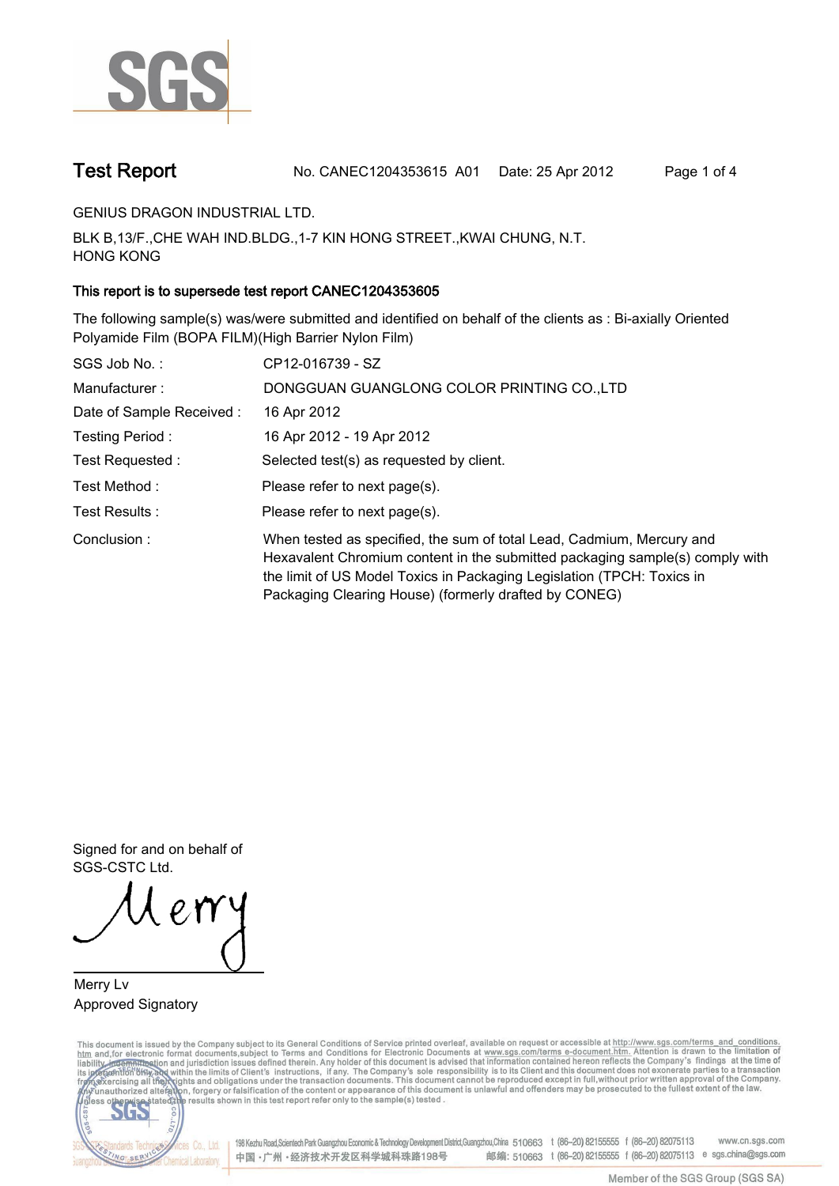# Test Report

No. CANEC1204353615 A01 Date: 25 Apr 2012

GENIUS DRAGON INDUSTRIAL LTD.

BLK B,13/F.,CHE WAH IND.BLDG.,1-7 KIN HONG STREET.,KWAI CHUNG, N.T.
HONG KONG

**This report is to supersede test report CANEC1204353605**

The following sample(s) was/were submitted and identified on behalf of the clients as : Bi-axially Oriented Polyamide Film (BOPA FILM)(High Barrier Nylon Film)

| | |
|---|---|
| SGS Job No. : | CP12-016739 - SZ |
| Manufacturer : | DONGGUAN GUANGLONG COLOR PRINTING CO.,LTD |
| Date of Sample Received : | 16 Apr 2012 |
| Testing Period : | 16 Apr 2012 - 19 Apr 2012 |
| Test Requested : | Selected test(s) as requested by client. |
| Test Method : | Please refer to next page(s). |
| Test Results : | Please refer to next page(s). |
| Conclusion : | When tested as specified, the sum of total Lead, Cadmium, Mercury and Hexavalent Chromium content in the submitted packaging sample(s) comply with the limit of US Model Toxics in Packaging Legislation (TPCH: Toxics in Packaging Clearing House) (formerly drafted by CONEG) |

Signed for and on behalf of
SGS-CSTC Ltd.

Merry Lv
Approved Signatory

This document is issued by the Company subject to its General Conditions of Service printed overleaf, available on request or accessible at http://www.sgs.com/terms_and_conditions.htm and,for electronic format documents,subject to Terms and Conditions for Electronic Documents at www.sgs.com/terms_e-document.htm. Attention is drawn to the limitation of liability, indemnification and jurisdiction issues defined therein. Any holder of this document is advised that information contained hereon reflects the Company's findings at the time of its intervention only and within the limits of Client's instructions, if any. The Company's sole responsibility is to its Client and this document does not exonerate parties to a transaction from exercising all their rights and obligations under the transaction documents. This document cannot be reproduced except in full,without prior written approval of the Company. Any unauthorized alteration, forgery or falsification of the content or appearance of this document is unlawful and offenders may be prosecuted to the fullest extent of the law. Unless otherwise stated the results shown in this test report refer only to the sample(s) tested .

198 Kezhu Road,Scientech Park Guangzhou Economic & Technology Development District,Guangzhou,China 510663 t (86-20) 82155555 f (86-20) 82075113 www.cn.sgs.com
中国・广州・经济技术开发区科学城科珠路198号 邮编: 510663 t (86-20) 82155555 f (86-20) 82075113 e sgs.china@sgs.com

Member of the SGS Group (SGS SA)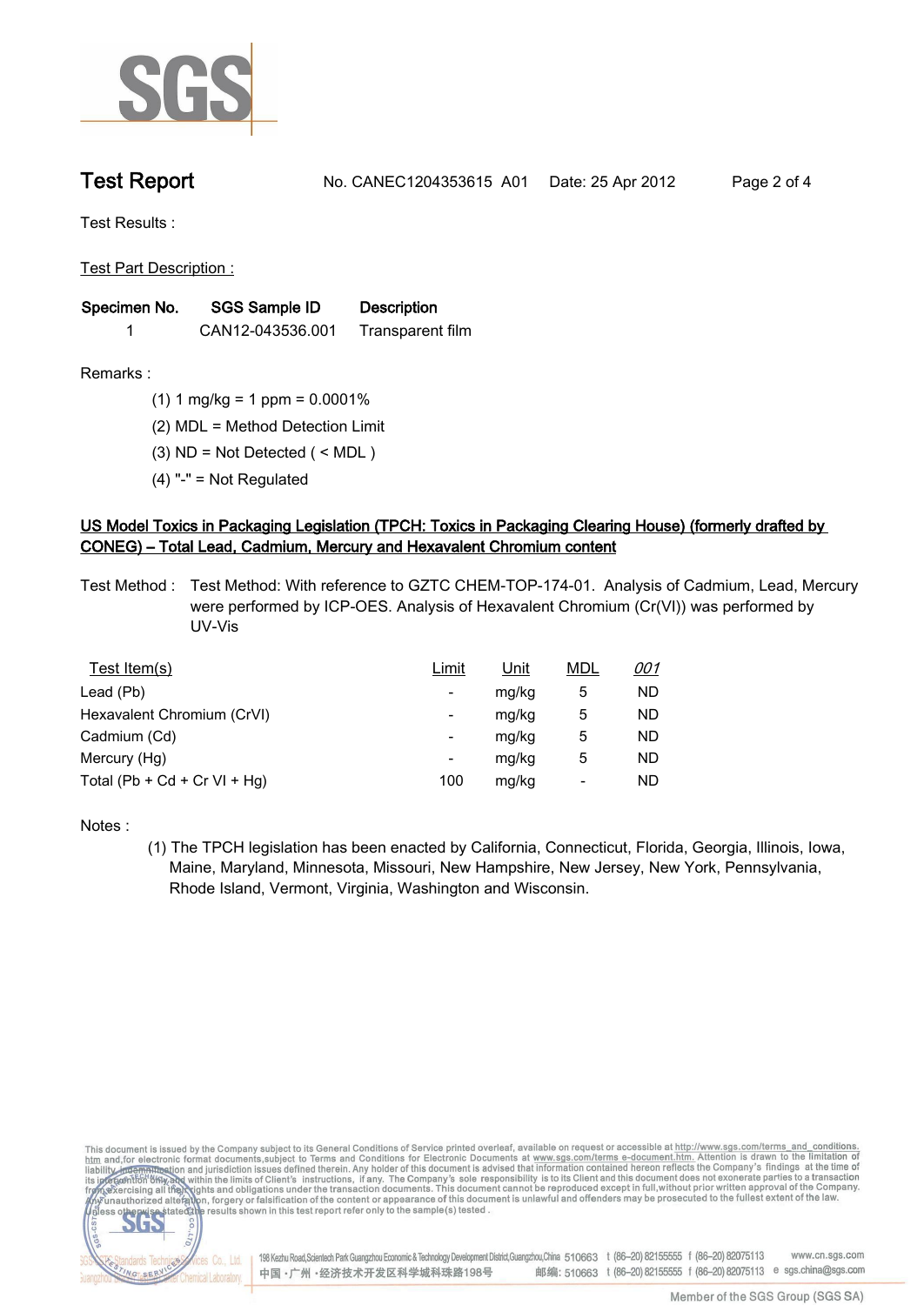# Test Report

No. CANEC1204353615 A01 Date: 25 Apr 2012

Test Results :

Test Part Description :

| Specimen No. | SGS Sample ID | Description |
|---|---|---|
| 1 | CAN12-043536.001 | Transparent film |

Remarks :

(1) 1 mg/kg = 1 ppm = 0.0001%

(2) MDL = Method Detection Limit

(3) ND = Not Detected ( < MDL )

(4) "-" = Not Regulated

## US Model Toxics in Packaging Legislation (TPCH: Toxics in Packaging Clearing House) (formerly drafted by CONEG) – Total Lead, Cadmium, Mercury and Hexavalent Chromium content

Test Method : Test Method: With reference to GZTC CHEM-TOP-174-01. Analysis of Cadmium, Lead, Mercury were performed by ICP-OES. Analysis of Hexavalent Chromium (Cr(VI)) was performed by UV-Vis

| Test Item(s) | Limit | Unit | MDL | *001* |
|---|---|---|---|---|
| Lead (Pb) | - | mg/kg | 5 | ND |
| Hexavalent Chromium (CrVI) | - | mg/kg | 5 | ND |
| Cadmium (Cd) | - | mg/kg | 5 | ND |
| Mercury (Hg) | - | mg/kg | 5 | ND |
| Total (Pb + Cd + Cr VI + Hg) | 100 | mg/kg | - | ND |

Notes :

(1) The TPCH legislation has been enacted by California, Connecticut, Florida, Georgia, Illinois, Iowa, Maine, Maryland, Minnesota, Missouri, New Hampshire, New Jersey, New York, Pennsylvania, Rhode Island, Vermont, Virginia, Washington and Wisconsin.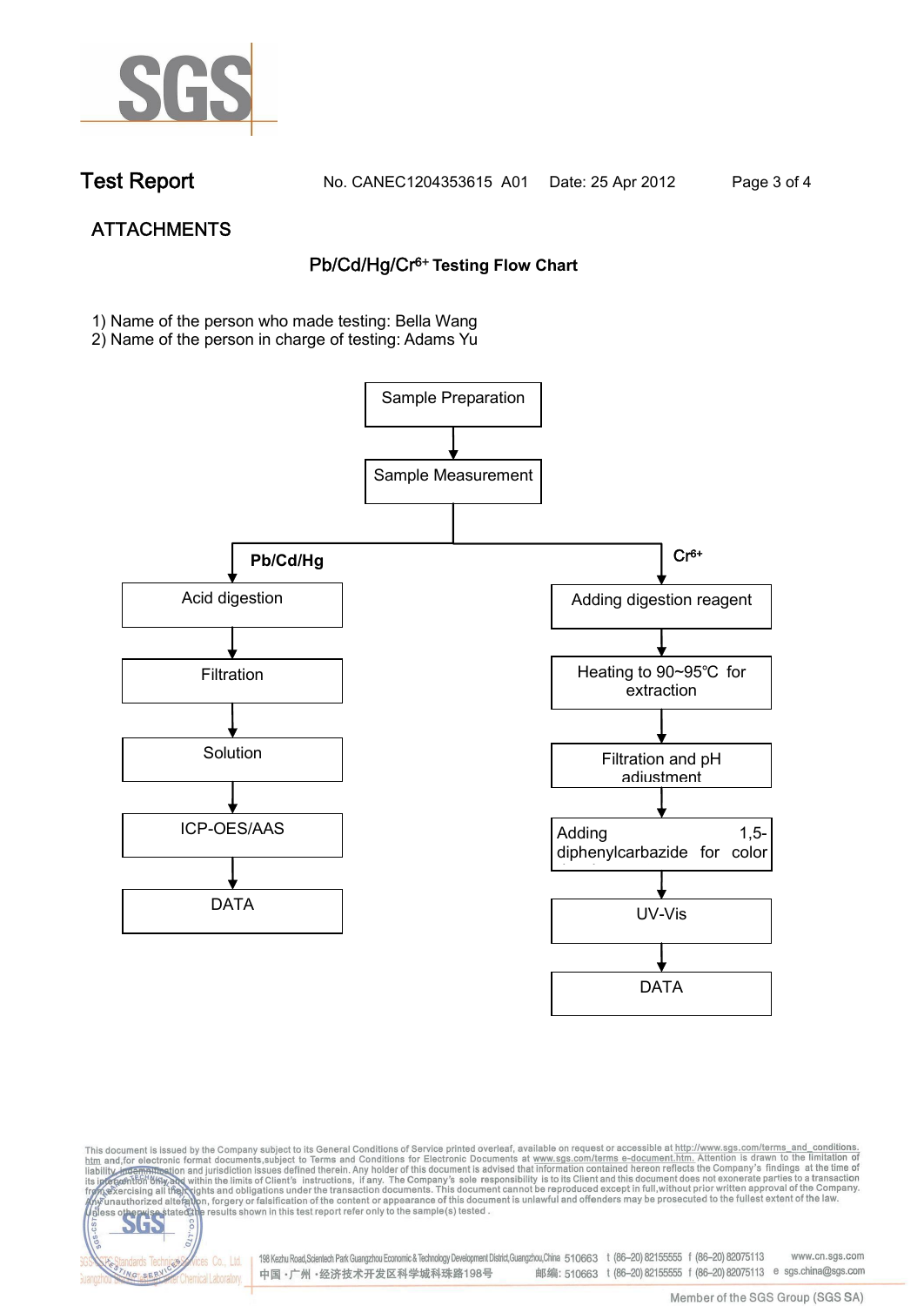# Test Report

No. CANEC1204353615 A01 Date: 25 Apr 2012

## ATTACHMENTS

### Pb/Cd/Hg/$Cr^{6+}$ Testing Flow Chart

1) Name of the person who made testing: Bella Wang
2) Name of the person in charge of testing: Adams Yu

Sample Preparation → Sample Measurement

**Pb/Cd/Hg**

- Acid digestion
- Filtration
- Solution
- ICP-OES/AAS
- DATA

**$Cr^{6+}$**

- Adding digestion reagent
- Heating to 90~95℃ for extraction
- Filtration and pH adjustment
- Adding 1,5-diphenylcarbazide for color
- UV-Vis
- DATA

This document is issued by the Company subject to its General Conditions of Service printed overleaf, available on request or accessible at http://www.sgs.com/terms_and_conditions.htm and,for electronic format documents,subject to Terms and Conditions for Electronic Documents at www.sgs.com/terms_e-document.htm. Attention is drawn to the limitation of liability, indemnification and jurisdiction issues defined therein. Any holder of this document is advised that information contained hereon reflects the Company's findings at the time of its intervention only and within the limits of Client's instructions, if any. The Company's sole responsibility is to its Client and this document does not exonerate parties to a transaction from exercising all their rights and obligations under the transaction documents. This document cannot be reproduced except in full,without prior written approval of the Company. Any unauthorized alteration, forgery or falsification of the content or appearance of this document is unlawful and offenders may be prosecuted to the fullest extent of the law. Unless otherwise stated the results shown in this test report refer only to the sample(s) tested .

198 Kezhu Road,Scientech Park Guangzhou Economic & Technology Development District,Guangzhou,China 510663 t (86–20) 82155555 f (86–20) 82075113 www.cn.sgs.com
中国・广州・经济技术开发区科学城科珠路198号 邮编: 510663 t (86–20) 82155555 f (86–20) 82075113 e sgs.china@sgs.com

Member of the SGS Group (SGS SA)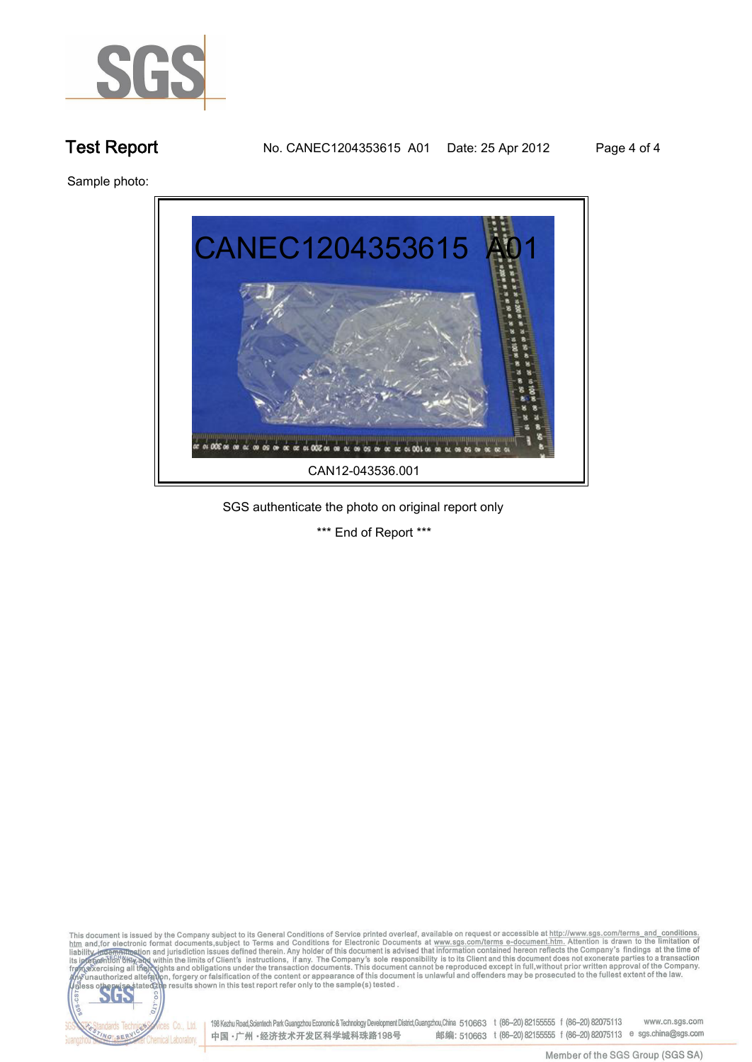**Test Report** No. CANEC1204353615 A01 Date: 25 Apr 2012

Sample photo:

CANEC1204353615 A01

CAN12-043536.001

SGS authenticate the photo on original report only

*** End of Report ***

This document is issued by the Company subject to its General Conditions of Service printed overleaf, available on request or accessible at http://www.sgs.com/terms_and_conditions.htm and,for electronic format documents,subject to Terms and Conditions for Electronic Documents at www.sgs.com/terms_e-document.htm. Attention is drawn to the limitation of liability, indemnification and jurisdiction issues defined therein. Any holder of this document is advised that information contained hereon reflects the Company's findings at the time of its intervention only and within the limits of Client's instructions, if any. The Company's sole responsibility is to its Client and this document does not exonerate parties to a transaction from exercising all their rights and obligations under the transaction documents. This document cannot be reproduced except in full,without prior written approval of the Company. Any unauthorized alteration, forgery or falsification of the content or appearance of this document is unlawful and offenders may be prosecuted to the fullest extent of the law. Unless otherwise stated the results shown in this test report refer only to the sample(s) tested .

198 Kezhu Road,Scientech Park Guangzhou Economic & Technology Development District,Guangzhou,China 510663 t (86–20) 82155555 f (86–20) 82075113 www.cn.sgs.com

中国 · 广州 · 经济技术开发区科学城科珠路198号 邮编: 510663 t (86–20) 82155555 f (86–20) 82075113 e sgs.china@sgs.com

Member of the SGS Group (SGS SA)